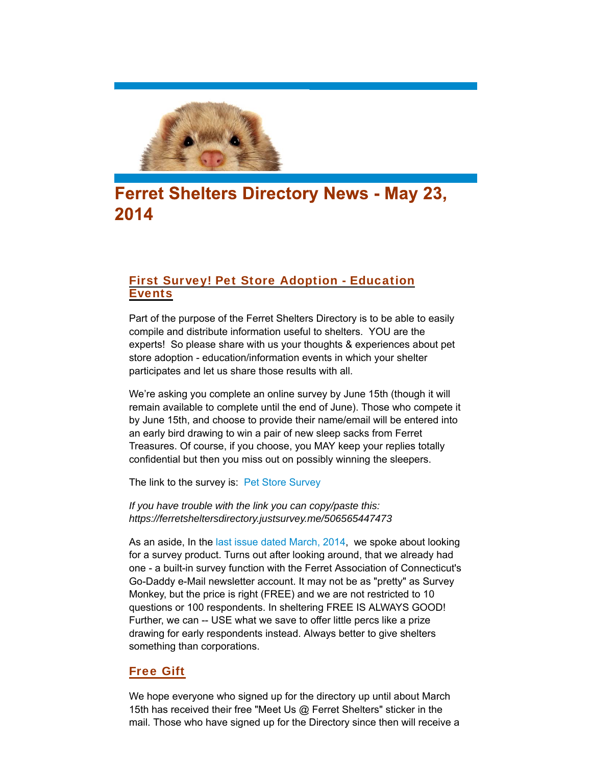# Ferret Shelters Directory News - May 23, 2014

## First Survey! Pet Store Adoption - Education Events

Part of the purpose of the Ferret Shelters Directory is to be able to easily compile and distribute information useful to shelters. YOU are the experts! So please share with us your thoughts & experiences about pet store adoption - education/information events in which your shelter participates and let us share those results with all.

We're asking you complete an online survey by June 15th (though it will remain available to complete until the end of June). Those who compete it by June 15th, and choose to provide their name/email will be entered into an early bird drawing to win a pair of new sleep sacks from Ferret Treasures. Of course, if you choose, you MAY keep your replies totally confidential but then you miss out on possibly winning the sleepers.

The link to the survey is: Pet Store Survey

*If you have trouble with the link you can copy/paste this: https://ferretsheltersdirectory.justsurvey.me/506565447473*

As an aside, In the last issue dated March, 2014, we spoke about looking for a survey product. Turns out after looking around, that we already had one - a built-in survey function with the Ferret Association of Connecticut's Go-Daddy e-Mail newsletter account. It may not be as "pretty" as Survey Monkey, but the price is right (FREE) and we are not restricted to 10 questions or 100 respondents. In sheltering FREE IS ALWAYS GOOD! Further, we can -- USE what we save to offer little percs like a prize drawing for early respondents instead. Always better to give shelters something than corporations.

## Free Gift

We hope everyone who signed up for the directory up until about March 15th has received their free "Meet Us @ Ferret Shelters" sticker in the mail. Those who have signed up for the Directory since then will receive a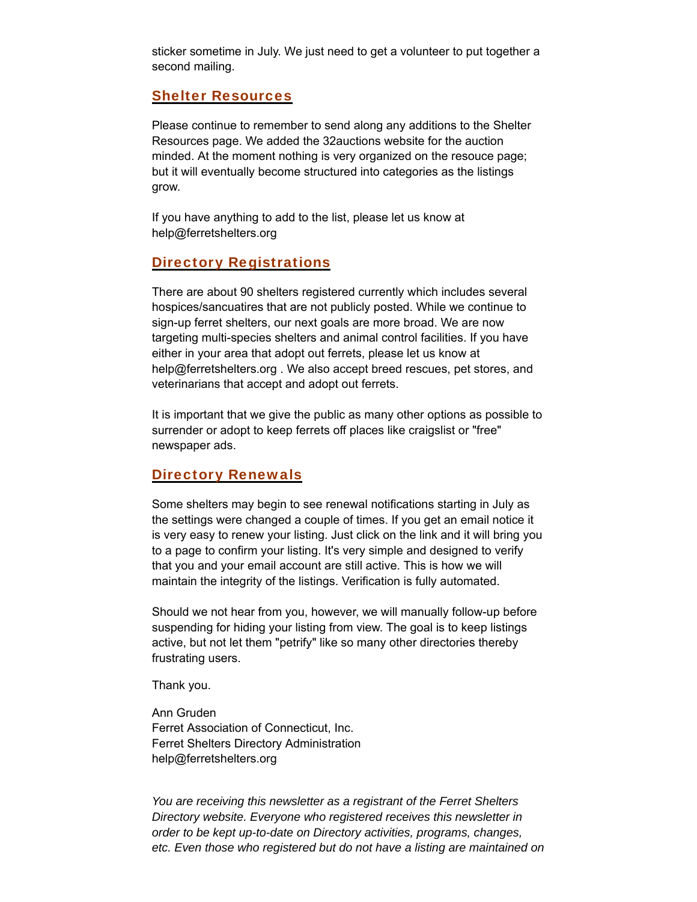sticker sometime in July. We just need to get a volunteer to put together a second mailing.

## Shelter Resources

Please continue to remember to send along any additions to the Shelter Resources page. We added the 32auctions website for the auction minded. At the moment nothing is very organized on the resouce page; but it will eventually become structured into categories as the listings grow.

If you have anything to add to the list, please let us know at help@ferretshelters.org

## Directory Registrations

There are about 90 shelters registered currently which includes several hospices/sancuatires that are not publicly posted. While we continue to sign-up ferret shelters, our next goals are more broad. We are now targeting multi-species shelters and animal control facilities. If you have either in your area that adopt out ferrets, please let us know at help@ferretshelters.org . We also accept breed rescues, pet stores, and veterinarians that accept and adopt out ferrets.

It is important that we give the public as many other options as possible to surrender or adopt to keep ferrets off places like craigslist or "free" newspaper ads.

## Directory Renewals

Some shelters may begin to see renewal notifications starting in July as the settings were changed a couple of times. If you get an email notice it is very easy to renew your listing. Just click on the link and it will bring you to a page to confirm your listing. It's very simple and designed to verify that you and your email account are still active. This is how we will maintain the integrity of the listings. Verification is fully automated.

Should we not hear from you, however, we will manually follow-up before suspending for hiding your listing from view. The goal is to keep listings active, but not let them "petrify" like so many other directories thereby frustrating users.

Thank you.

Ann Gruden  
Ferret Association of Connecticut, Inc.  
Ferret Shelters Directory Administration  
help@ferretshelters.org

*You are receiving this newsletter as a registrant of the Ferret Shelters Directory website. Everyone who registered receives this newsletter in order to be kept up-to-date on Directory activities, programs, changes, etc. Even those who registered but do not have a listing are maintained on*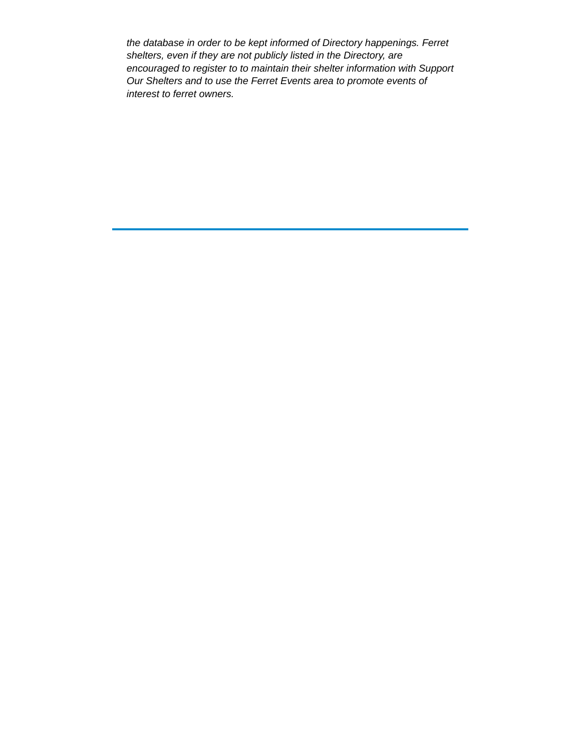*the database in order to be kept informed of Directory happenings. Ferret shelters, even if they are not publicly listed in the Directory, are encouraged to register to to maintain their shelter information with Support Our Shelters and to use the Ferret Events area to promote events of interest to ferret owners.*

---